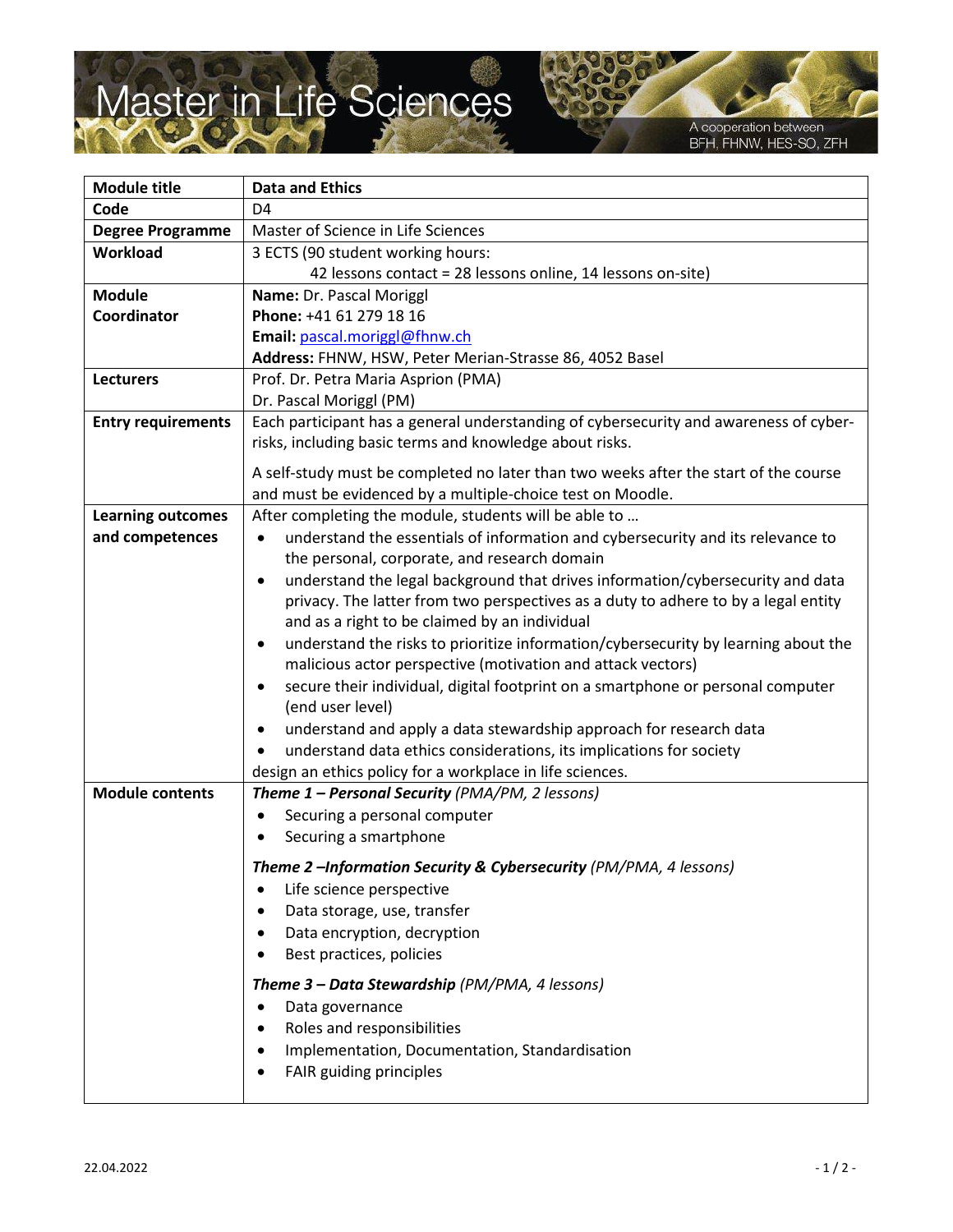# Master in Life Sciences

A cooperation between BFH, FHNW, HES-SO, ZFH

| **Module title** | **Data and Ethics** |
|---|---|
| **Code** | D4 |
| **Degree Programme** | Master of Science in Life Sciences |
| **Workload** | 3 ECTS (90 student working hours:<br>42 lessons contact = 28 lessons online, 14 lessons on-site) |
| **Module Coordinator** | **Name:** Dr. Pascal Moriggl<br>**Phone:** +41 61 279 18 16<br>**Email:** pascal.moriggl@fhnw.ch<br>**Address:** FHNW, HSW, Peter Merian-Strasse 86, 4052 Basel |
| **Lecturers** | Prof. Dr. Petra Maria Asprion (PMA)<br>Dr. Pascal Moriggl (PM) |
| **Entry requirements** | Each participant has a general understanding of cybersecurity and awareness of cyber-risks, including basic terms and knowledge about risks.<br><br>A self-study must be completed no later than two weeks after the start of the course and must be evidenced by a multiple-choice test on Moodle. |
| **Learning outcomes and competences** | After completing the module, students will be able to …<br>• understand the essentials of information and cybersecurity and its relevance to the personal, corporate, and research domain<br>• understand the legal background that drives information/cybersecurity and data privacy. The latter from two perspectives as a duty to adhere to by a legal entity and as a right to be claimed by an individual<br>• understand the risks to prioritize information/cybersecurity by learning about the malicious actor perspective (motivation and attack vectors)<br>• secure their individual, digital footprint on a smartphone or personal computer (end user level)<br>• understand and apply a data stewardship approach for research data<br>• understand data ethics considerations, its implications for society<br>design an ethics policy for a workplace in life sciences. |
| **Module contents** | ***Theme 1 – Personal Security*** *(PMA/PM, 2 lessons)*<br>• Securing a personal computer<br>• Securing a smartphone<br><br>***Theme 2 –Information Security & Cybersecurity*** *(PM/PMA, 4 lessons)*<br>• Life science perspective<br>• Data storage, use, transfer<br>• Data encryption, decryption<br>• Best practices, policies<br><br>***Theme 3 – Data Stewardship*** *(PM/PMA, 4 lessons)*<br>• Data governance<br>• Roles and responsibilities<br>• Implementation, Documentation, Standardisation<br>• FAIR guiding principles |

22.04.2022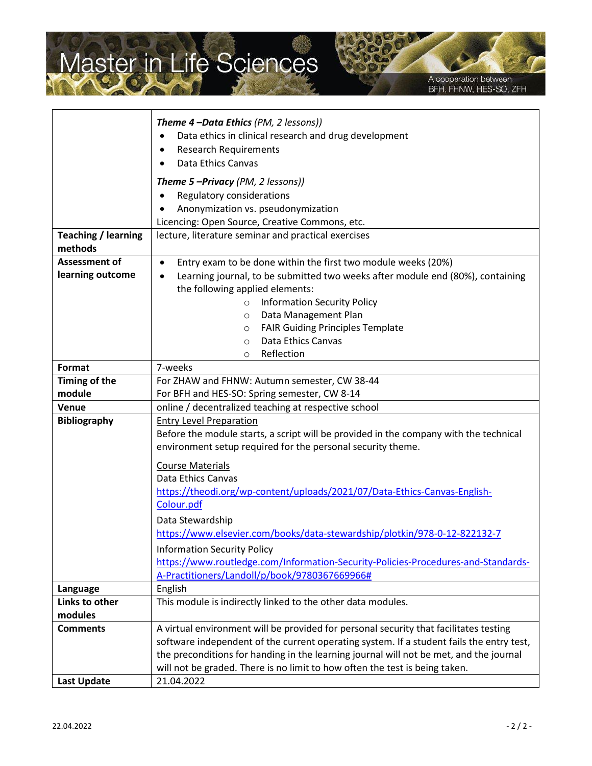| | |
|---|---|
| | ***Theme 4 –Data Ethics** (PM, 2 lessons))*<br>• Data ethics in clinical research and drug development<br>• Research Requirements<br>• Data Ethics Canvas<br><br>***Theme 5 –Privacy** (PM, 2 lessons))*<br>• Regulatory considerations<br>• Anonymization vs. pseudonymization<br>Licencing: Open Source, Creative Commons, etc. |
| **Teaching / learning methods** | lecture, literature seminar and practical exercises |
| **Assessment of learning outcome** | • Entry exam to be done within the first two module weeks (20%)<br>• Learning journal, to be submitted two weeks after module end (80%), containing the following applied elements:<br>  ○ Information Security Policy<br>  ○ Data Management Plan<br>  ○ FAIR Guiding Principles Template<br>  ○ Data Ethics Canvas<br>  ○ Reflection |
| **Format** | 7-weeks |
| **Timing of the module** | For ZHAW and FHNW: Autumn semester, CW 38-44<br>For BFH and HES-SO: Spring semester, CW 8-14 |
| **Venue** | online / decentralized teaching at respective school |
| **Bibliography** | Entry Level Preparation<br>Before the module starts, a script will be provided in the company with the technical environment setup required for the personal security theme.<br><br>Course Materials<br>Data Ethics Canvas<br>https://theodi.org/wp-content/uploads/2021/07/Data-Ethics-Canvas-English-Colour.pdf<br><br>Data Stewardship<br>https://www.elsevier.com/books/data-stewardship/plotkin/978-0-12-822132-7<br><br>Information Security Policy<br>https://www.routledge.com/Information-Security-Policies-Procedures-and-Standards-A-Practitioners/Landoll/p/book/9780367669966# |
| **Language** | English |
| **Links to other modules** | This module is indirectly linked to the other data modules. |
| **Comments** | A virtual environment will be provided for personal security that facilitates testing software independent of the current operating system. If a student fails the entry test, the preconditions for handing in the learning journal will not be met, and the journal will not be graded. There is no limit to how often the test is being taken. |
| **Last Update** | 21.04.2022 |